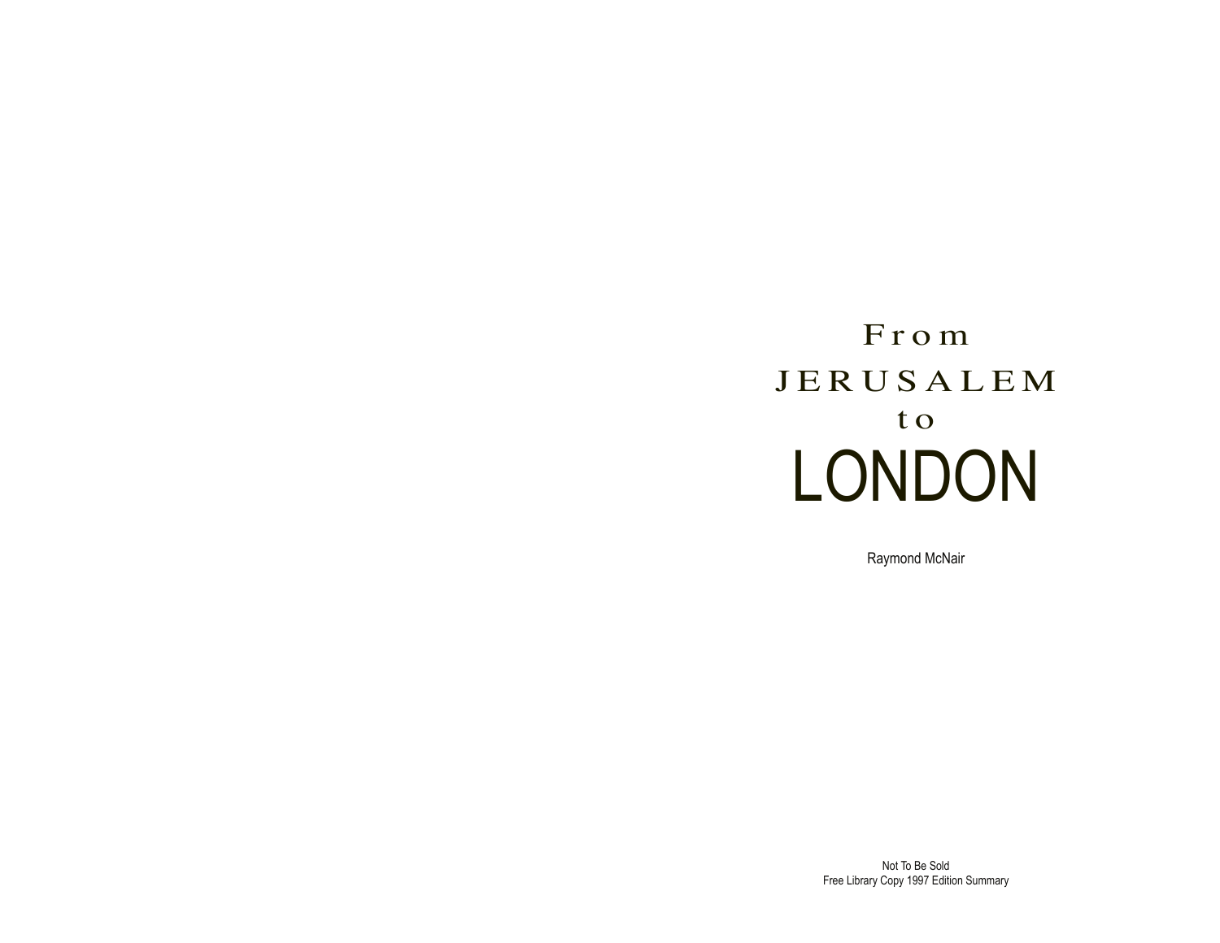# From JERUSALEM to LONDON

Raymond McNair

Not To Be Sold
Free Library Copy 1997 Edition Summary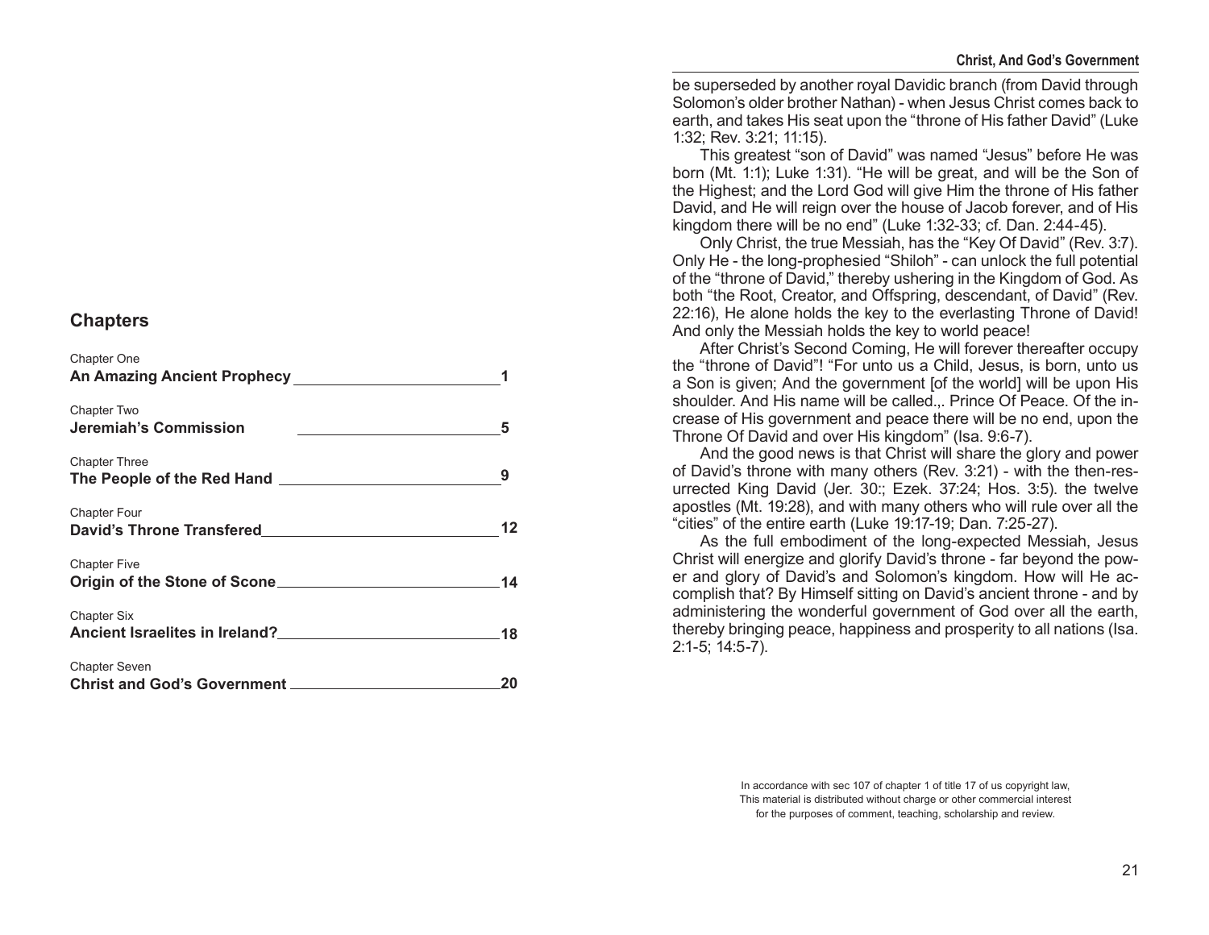## Chapters

| | |
|---|---|
| Chapter One **An Amazing Ancient Prophecy** | 1 |
| Chapter Two **Jeremiah's Commission** | 5 |
| Chapter Three **The People of the Red Hand** | 9 |
| Chapter Four **David's Throne Transfered** | 12 |
| Chapter Five **Origin of the Stone of Scone** | 14 |
| Chapter Six **Ancient Israelites in Ireland?** | 18 |
| Chapter Seven **Christ and God's Government** | 20 |

be superseded by another royal Davidic branch (from David through Solomon's older brother Nathan) - when Jesus Christ comes back to earth, and takes His seat upon the "throne of His father David" (Luke 1:32; Rev. 3:21; 11:15).

This greatest "son of David" was named "Jesus" before He was born (Mt. 1:1); Luke 1:31). "He will be great, and will be the Son of the Highest; and the Lord God will give Him the throne of His father David, and He will reign over the house of Jacob forever, and of His kingdom there will be no end" (Luke 1:32-33; cf. Dan. 2:44-45).

Only Christ, the true Messiah, has the "Key Of David" (Rev. 3:7). Only He - the long-prophesied "Shiloh" - can unlock the full potential of the "throne of David," thereby ushering in the Kingdom of God. As both "the Root, Creator, and Offspring, descendant, of David" (Rev. 22:16), He alone holds the key to the everlasting Throne of David! And only the Messiah holds the key to world peace!

After Christ's Second Coming, He will forever thereafter occupy the "throne of David"! "For unto us a Child, Jesus, is born, unto us a Son is given; And the government [of the world] will be upon His shoulder. And His name will be called.,. Prince Of Peace. Of the increase of His government and peace there will be no end, upon the Throne Of David and over His kingdom" (Isa. 9:6-7).

And the good news is that Christ will share the glory and power of David's throne with many others (Rev. 3:21) - with the then-resurrected King David (Jer. 30:; Ezek. 37:24; Hos. 3:5). the twelve apostles (Mt. 19:28), and with many others who will rule over all the "cities" of the entire earth (Luke 19:17-19; Dan. 7:25-27).

As the full embodiment of the long-expected Messiah, Jesus Christ will energize and glorify David's throne - far beyond the power and glory of David's and Solomon's kingdom. How will He accomplish that? By Himself sitting on David's ancient throne - and by administering the wonderful government of God over all the earth, thereby bringing peace, happiness and prosperity to all nations (Isa. 2:1-5; 14:5-7).

In accordance with sec 107 of chapter 1 of title 17 of us copyright law, This material is distributed without charge or other commercial interest for the purposes of comment, teaching, scholarship and review.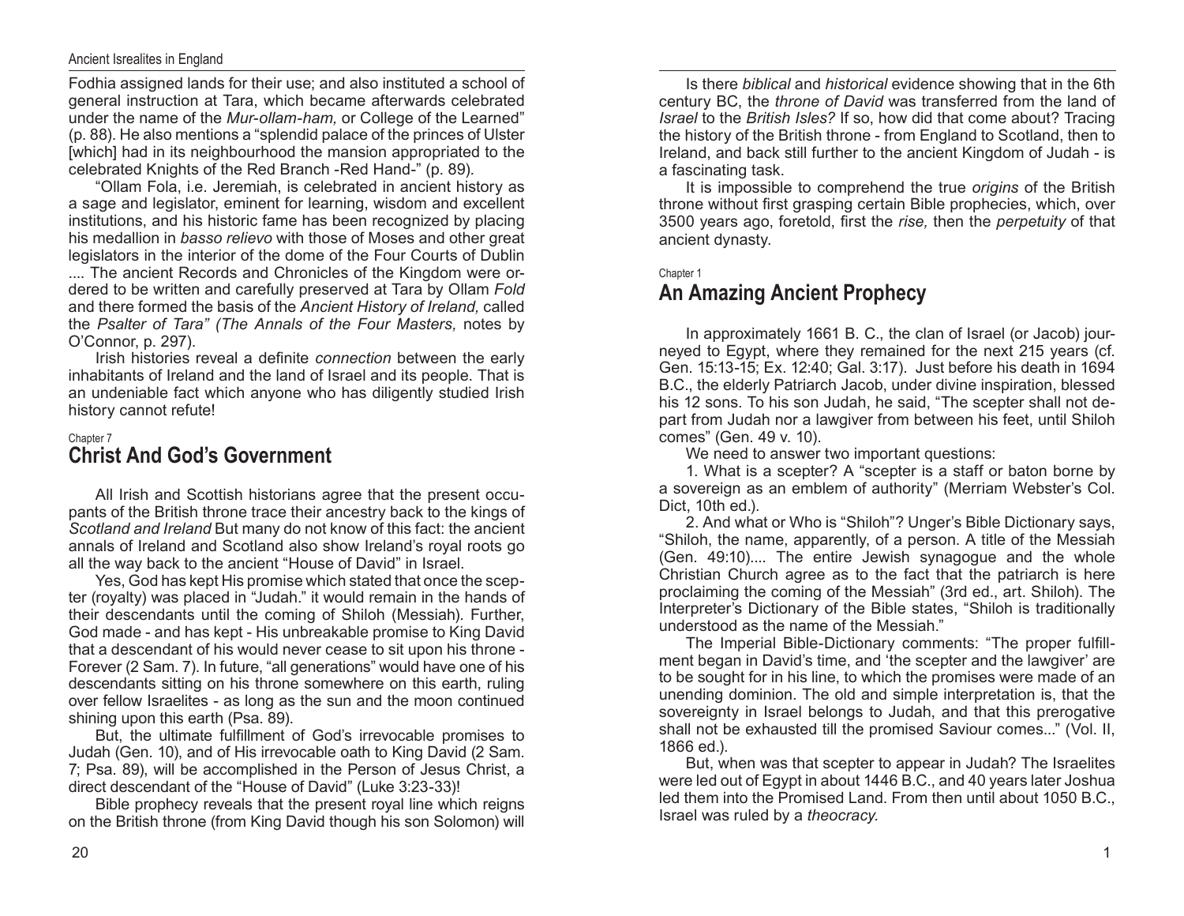Fodhia assigned lands for their use; and also instituted a school of general instruction at Tara, which became afterwards celebrated under the name of the *Mur-ollam-ham,* or College of the Learned" (p. 88). He also mentions a "splendid palace of the princes of Ulster [which] had in its neighbourhood the mansion appropriated to the celebrated Knights of the Red Branch -Red Hand-" (p. 89).

"Ollam Fola, i.e. Jeremiah, is celebrated in ancient history as a sage and legislator, eminent for learning, wisdom and excellent institutions, and his historic fame has been recognized by placing his medallion in *basso relievo* with those of Moses and other great legislators in the interior of the dome of the Four Courts of Dublin .... The ancient Records and Chronicles of the Kingdom were ordered to be written and carefully preserved at Tara by Ollam *Fold* and there formed the basis of the *Ancient History of Ireland,* called the *Psalter of Tara" (The Annals of the Four Masters,* notes by O'Connor, p. 297).

Irish histories reveal a definite *connection* between the early inhabitants of Ireland and the land of Israel and its people. That is an undeniable fact which anyone who has diligently studied Irish history cannot refute!

Chapter 7

## Christ And God's Government

All Irish and Scottish historians agree that the present occupants of the British throne trace their ancestry back to the kings of *Scotland and Ireland* But many do not know of this fact: the ancient annals of Ireland and Scotland also show Ireland's royal roots go all the way back to the ancient "House of David" in Israel.

Yes, God has kept His promise which stated that once the scepter (royalty) was placed in "Judah." it would remain in the hands of their descendants until the coming of Shiloh (Messiah). Further, God made - and has kept - His unbreakable promise to King David that a descendant of his would never cease to sit upon his throne - Forever (2 Sam. 7). In future, "all generations" would have one of his descendants sitting on his throne somewhere on this earth, ruling over fellow Israelites - as long as the sun and the moon continued shining upon this earth (Psa. 89).

But, the ultimate fulfillment of God's irrevocable promises to Judah (Gen. 10), and of His irrevocable oath to King David (2 Sam. 7; Psa. 89), will be accomplished in the Person of Jesus Christ, a direct descendant of the "House of David" (Luke 3:23-33)!

Bible prophecy reveals that the present royal line which reigns on the British throne (from King David though his son Solomon) will

Is there *biblical* and *historical* evidence showing that in the 6th century BC, the *throne of David* was transferred from the land of *Israel* to the *British Isles?* If so, how did that come about? Tracing the history of the British throne - from England to Scotland, then to Ireland, and back still further to the ancient Kingdom of Judah - is a fascinating task.

It is impossible to comprehend the true *origins* of the British throne without first grasping certain Bible prophecies, which, over 3500 years ago, foretold, first the *rise,* then the *perpetuity* of that ancient dynasty.

Chapter 1

## An Amazing Ancient Prophecy

In approximately 1661 B. C., the clan of Israel (or Jacob) journeyed to Egypt, where they remained for the next 215 years (cf. Gen. 15:13-15; Ex. 12:40; Gal. 3:17). Just before his death in 1694 B.C., the elderly Patriarch Jacob, under divine inspiration, blessed his 12 sons. To his son Judah, he said, "The scepter shall not depart from Judah nor a lawgiver from between his feet, until Shiloh comes" (Gen. 49 v. 10).

We need to answer two important questions:

1. What is a scepter? A "scepter is a staff or baton borne by a sovereign as an emblem of authority" (Merriam Webster's Col. Dict, 10th ed.).

2. And what or Who is "Shiloh"? Unger's Bible Dictionary says, "Shiloh, the name, apparently, of a person. A title of the Messiah (Gen. 49:10).... The entire Jewish synagogue and the whole Christian Church agree as to the fact that the patriarch is here proclaiming the coming of the Messiah" (3rd ed., art. Shiloh). The Interpreter's Dictionary of the Bible states, "Shiloh is traditionally understood as the name of the Messiah."

The Imperial Bible-Dictionary comments: "The proper fulfillment began in David's time, and 'the scepter and the lawgiver' are to be sought for in his line, to which the promises were made of an unending dominion. The old and simple interpretation is, that the sovereignty in Israel belongs to Judah, and that this prerogative shall not be exhausted till the promised Saviour comes..." (Vol. II, 1866 ed.).

But, when was that scepter to appear in Judah? The Israelites were led out of Egypt in about 1446 B.C., and 40 years later Joshua led them into the Promised Land. From then until about 1050 B.C., Israel was ruled by a *theocracy.*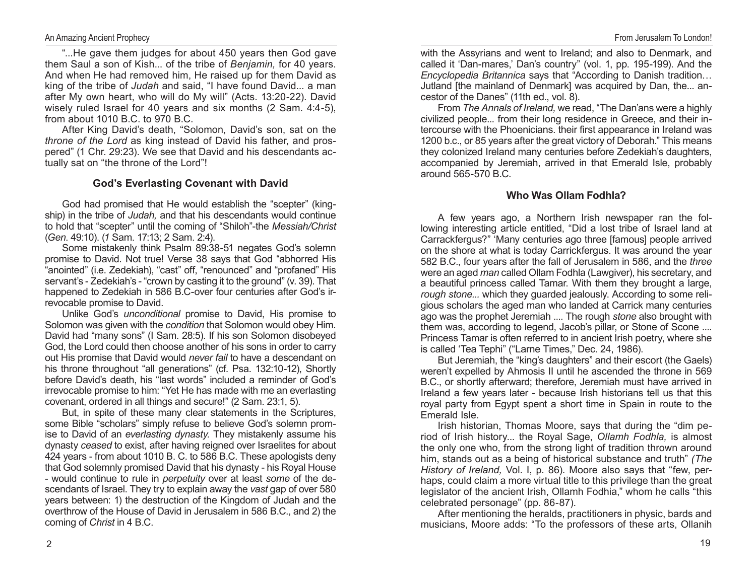"...He gave them judges for about 450 years then God gave them Saul a son of Kish... of the tribe of *Benjamin,* for 40 years. And when He had removed him, He raised up for them David as king of the tribe of *Judah* and said, "I have found David... a man after My own heart, who will do My will" (Acts. 13:20-22). David wisely ruled Israel for 40 years and six months (2 Sam. 4:4-5), from about 1010 B.C. to 970 B.C.

After King David's death, "Solomon, David's son, sat on the *throne of the Lord* as king instead of David his father, and prospered" (1 Chr. 29:23). We see that David and his descendants actually sat on "the throne of the Lord"!

### God's Everlasting Covenant with David

God had promised that He would establish the "scepter" (kingship) in the tribe of *Judah,* and that his descendants would continue to hold that "scepter" until the coming of "Shiloh"-the *Messiah/Christ* (*Gen*. 49:10). (*1* Sam. 17:13; 2 Sam. 2:4).

Some mistakenly think Psalm 89:38-51 negates God's solemn promise to David. Not true! Verse 38 says that God "abhorred His "anointed" (i.e. Zedekiah), "cast" off, "renounced" and "profaned" His servant's - Zedekiah's - "crown by casting it to the ground" (v. 39). That happened to Zedekiah in 586 B.C-over four centuries after God's irrevocable promise to David.

Unlike God's *unconditional* promise to David, His promise to Solomon was given with the *condition* that Solomon would obey Him. David had "many sons" (I Sam. 28:5). If his son Solomon disobeyed God, the Lord could then choose another of his sons in order to carry out His promise that David would *never fail* to have a descendant on his throne throughout "all generations" (cf. Psa. 132:10-12), Shortly before David's death, his "last words" included a reminder of God's irrevocable promise to him: "Yet He has made with me an everlasting covenant, ordered in all things and secure!" (2 Sam. 23:1, 5).

But, in spite of these many clear statements in the Scriptures, some Bible "scholars" simply refuse to believe God's solemn promise to David of an *everlasting dynasty.* They mistakenly assume his dynasty *ceased* to exist, after having reigned over Israelites for about 424 years - from about 1010 B. C. to 586 B.C. These apologists deny that God solemnly promised David that his dynasty - his Royal House - would continue to rule in *perpetuity* over at least *some* of the descendants of Israel. They try to explain away the *vast* gap of over 580 years between: 1) the destruction of the Kingdom of Judah and the overthrow of the House of David in Jerusalem in 586 B.C., and 2) the coming of *Christ* in 4 B.C.

with the Assyrians and went to Ireland; and also to Denmark, and called it 'Dan-mares,' Dan's country" (vol. 1, pp. 195-199). And the *Encyclopedia Britannica* says that "According to Danish tradition… Jutland [the mainland of Denmark] was acquired by Dan, the... ancestor of the Danes" (11th ed., vol. 8).

From *The Annals of Ireland,* we read, "The Dan'ans were a highly civilized people... from their long residence in Greece, and their intercourse with the Phoenicians. their first appearance in Ireland was 1200 b.c., or 85 years after the great victory of Deborah." This means they colonized Ireland many centuries before Zedekiah's daughters, accompanied by Jeremiah, arrived in that Emerald Isle, probably around 565-570 B.C.

### Who Was Ollam Fodhla?

A few years ago, a Northern Irish newspaper ran the following interesting article entitled, "Did a lost tribe of Israel land at Carrackfergus?" 'Many centuries ago three [famous] people arrived on the shore at what is today Carrickfergus. It was around the year 582 B.C., four years after the fall of Jerusalem in 586, and the *three* were an aged *man* called Ollam Fodhla (Lawgiver), his secretary, and a beautiful princess called Tamar. With them they brought a large, *rough stone...* which they guarded jealously. According to some religious scholars the aged man who landed at Carrick many centuries ago was the prophet Jeremiah .... The rough *stone* also brought with them was, according to legend, Jacob's pillar, or Stone of Scone .... Princess Tamar is often referred to in ancient Irish poetry, where she is called 'Tea Tephi" ("Larne Times," Dec. 24, 1986).

But Jeremiah, the "king's daughters" and their escort (the Gaels) weren't expelled by Ahmosis II until he ascended the throne in 569 B.C., or shortly afterward; therefore, Jeremiah must have arrived in Ireland a few years later - because Irish historians tell us that this royal party from Egypt spent a short time in Spain in route to the Emerald Isle.

Irish historian, Thomas Moore, says that during the "dim period of Irish history... the Royal Sage, *Ollamh Fodhla,* is almost the only one who, from the strong light of tradition thrown around him, stands out as a being of historical substance and truth" *(The History of Ireland,* Vol. I, p. 86). Moore also says that "few, perhaps, could claim a more virtual title to this privilege than the great legislator of the ancient Irish, Ollamh Fodhia," whom he calls "this celebrated personage" (pp. 86-87).

After mentioning the heralds, practitioners in physic, bards and musicians, Moore adds: "To the professors of these arts, Ollanih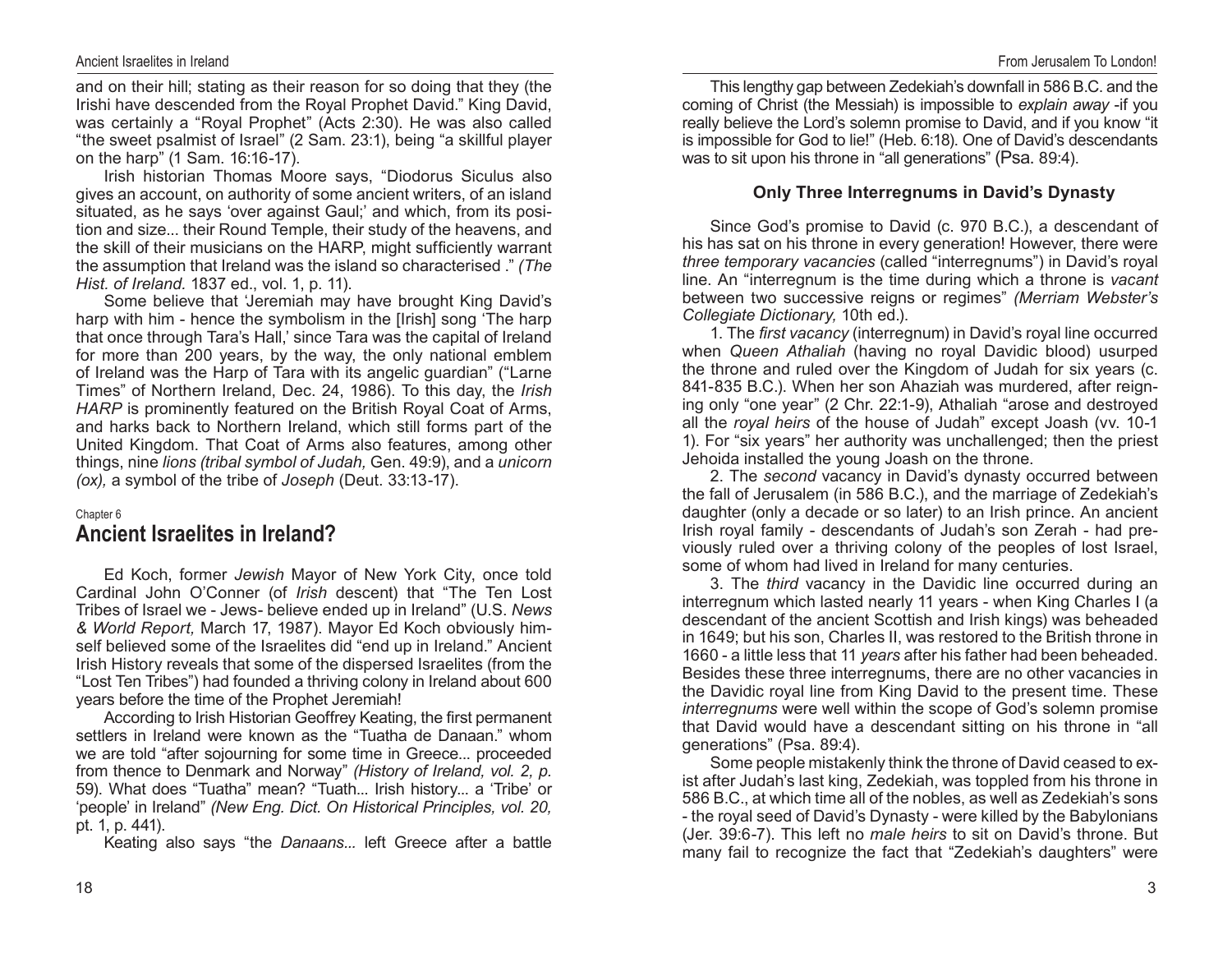and on their hill; stating as their reason for so doing that they (the Irishi have descended from the Royal Prophet David." King David, was certainly a "Royal Prophet" (Acts 2:30). He was also called "the sweet psalmist of Israel" (2 Sam. 23:1), being "a skillful player on the harp" (1 Sam. 16:16-17).

Irish historian Thomas Moore says, "Diodorus Siculus also gives an account, on authority of some ancient writers, of an island situated, as he says 'over against Gaul;' and which, from its position and size... their Round Temple, their study of the heavens, and the skill of their musicians on the HARP, might sufficiently warrant the assumption that Ireland was the island so characterised ." *(The Hist. of Ireland.* 1837 ed., vol. 1, p. 11).

Some believe that 'Jeremiah may have brought King David's harp with him - hence the symbolism in the [Irish] song 'The harp that once through Tara's Hall,' since Tara was the capital of Ireland for more than 200 years, by the way, the only national emblem of Ireland was the Harp of Tara with its angelic guardian" ("Larne Times" of Northern Ireland, Dec. 24, 1986). To this day, the *Irish HARP* is prominently featured on the British Royal Coat of Arms, and harks back to Northern Ireland, which still forms part of the United Kingdom. That Coat of Arms also features, among other things, nine *lions (tribal symbol of Judah,* Gen. 49:9), and a *unicorn (ox),* a symbol of the tribe of *Joseph* (Deut. 33:13-17).

Chapter 6

## Ancient Israelites in Ireland?

Ed Koch, former *Jewish* Mayor of New York City, once told Cardinal John O'Conner (of *Irish* descent) that "The Ten Lost Tribes of Israel we - Jews- believe ended up in Ireland" (U.S. *News & World Report,* March 17, 1987). Mayor Ed Koch obviously himself believed some of the Israelites did "end up in Ireland." Ancient Irish History reveals that some of the dispersed Israelites (from the "Lost Ten Tribes") had founded a thriving colony in Ireland about 600 years before the time of the Prophet Jeremiah!

According to Irish Historian Geoffrey Keating, the first permanent settlers in Ireland were known as the "Tuatha de Danaan." whom we are told "after sojourning for some time in Greece... proceeded from thence to Denmark and Norway" *(History of Ireland, vol. 2, p.* 59). What does "Tuatha" mean? "Tuath... Irish history... a 'Tribe' or 'people' in Ireland" *(New Eng. Dict. On Historical Principles, vol. 20,* pt. 1, p. 441).

Keating also says "the *Danaans...* left Greece after a battle

This lengthy gap between Zedekiah's downfall in 586 B.C. and the coming of Christ (the Messiah) is impossible to *explain away* -if you really believe the Lord's solemn promise to David, and if you know "it is impossible for God to lie!" (Heb. 6:18). One of David's descendants was to sit upon his throne in "all generations" (Psa. 89:4).

### Only Three Interregnums in David's Dynasty

Since God's promise to David (c. 970 B.C.), a descendant of his has sat on his throne in every generation! However, there were *three temporary vacancies* (called "interregnums") in David's royal line. An "interregnum is the time during which a throne is *vacant* between two successive reigns or regimes" *(Merriam Webster's Collegiate Dictionary,* 10th ed.).

1. The *first vacancy* (interregnum) in David's royal line occurred when *Queen Athaliah* (having no royal Davidic blood) usurped the throne and ruled over the Kingdom of Judah for six years (c. 841-835 B.C.). When her son Ahaziah was murdered, after reigning only "one year" (2 Chr. 22:1-9), Athaliah "arose and destroyed all the *royal heirs* of the house of Judah" except Joash (vv. 10-1 1). For "six years" her authority was unchallenged; then the priest Jehoida installed the young Joash on the throne.

2. The *second* vacancy in David's dynasty occurred between the fall of Jerusalem (in 586 B.C.), and the marriage of Zedekiah's daughter (only a decade or so later) to an Irish prince. An ancient Irish royal family - descendants of Judah's son Zerah - had previously ruled over a thriving colony of the peoples of lost Israel, some of whom had lived in Ireland for many centuries.

3. The *third* vacancy in the Davidic line occurred during an interregnum which lasted nearly 11 years - when King Charles I (a descendant of the ancient Scottish and Irish kings) was beheaded in 1649; but his son, Charles II, was restored to the British throne in 1660 - a little less that 11 *years* after his father had been beheaded. Besides these three interregnums, there are no other vacancies in the Davidic royal line from King David to the present time. These *interregnums* were well within the scope of God's solemn promise that David would have a descendant sitting on his throne in "all generations" (Psa. 89:4).

Some people mistakenly think the throne of David ceased to exist after Judah's last king, Zedekiah, was toppled from his throne in 586 B.C., at which time all of the nobles, as well as Zedekiah's sons - the royal seed of David's Dynasty - were killed by the Babylonians (Jer. 39:6-7). This left no *male heirs* to sit on David's throne. But many fail to recognize the fact that "Zedekiah's daughters" were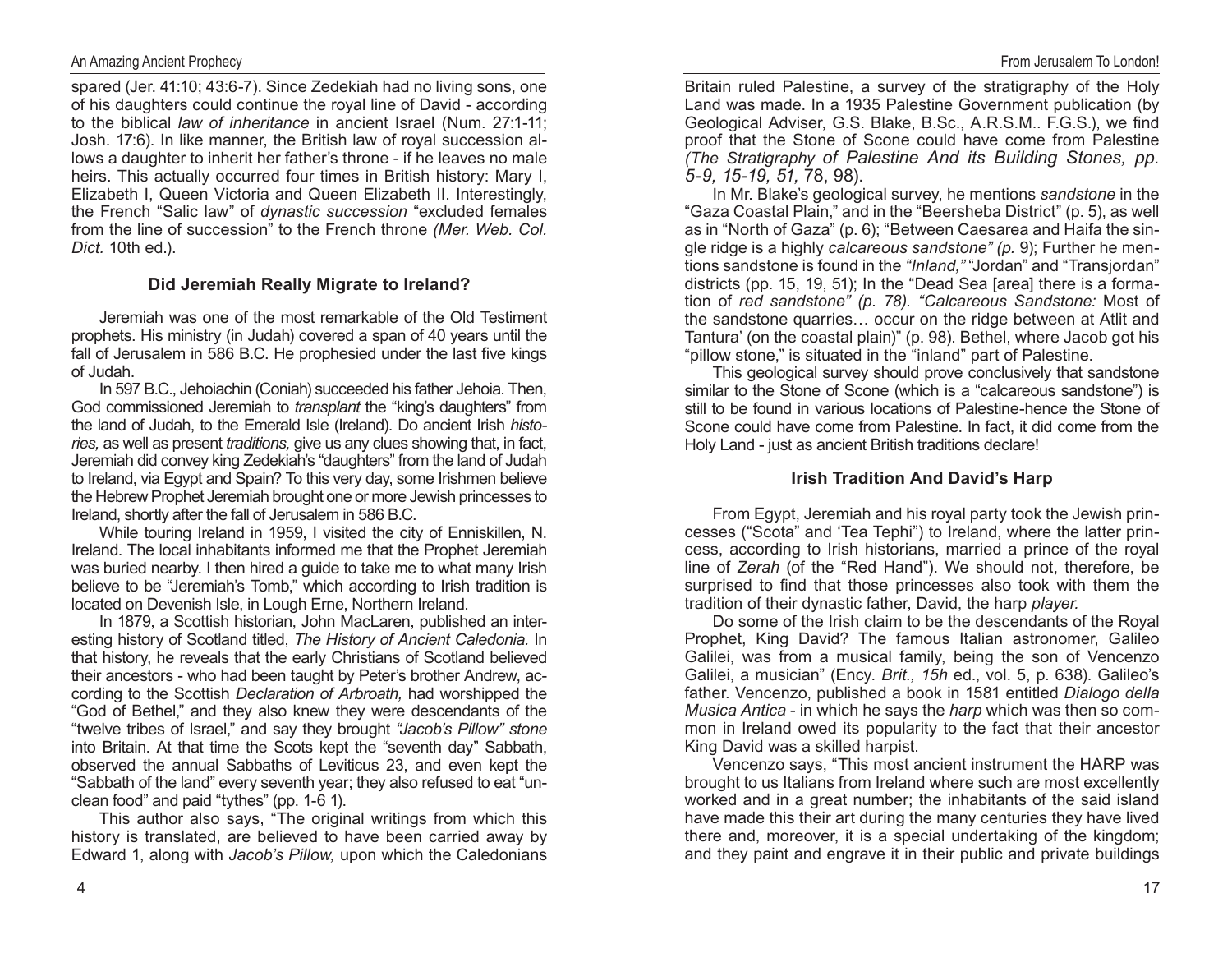spared (Jer. 41:10; 43:6-7). Since Zedekiah had no living sons, one of his daughters could continue the royal line of David - according to the biblical *law of inheritance* in ancient Israel (Num. 27:1-11; Josh. 17:6). In like manner, the British law of royal succession allows a daughter to inherit her father's throne - if he leaves no male heirs. This actually occurred four times in British history: Mary I, Elizabeth I, Queen Victoria and Queen Elizabeth II. Interestingly, the French "Salic law" of *dynastic succession* "excluded females from the line of succession" to the French throne *(Mer. Web. Col. Dict.* 10th ed.).

### Did Jeremiah Really Migrate to Ireland?

Jeremiah was one of the most remarkable of the Old Testament prophets. His ministry (in Judah) covered a span of 40 years until the fall of Jerusalem in 586 B.C. He prophesied under the last five kings of Judah.

In 597 B.C., Jehoiachin (Coniah) succeeded his father Jehoia. Then, God commissioned Jeremiah to *transplant* the "king's daughters" from the land of Judah, to the Emerald Isle (Ireland). Do ancient Irish *histories,* as well as present *traditions,* give us any clues showing that, in fact, Jeremiah did convey king Zedekiah's "daughters" from the land of Judah to Ireland, via Egypt and Spain? To this very day, some Irishmen believe the Hebrew Prophet Jeremiah brought one or more Jewish princesses to Ireland, shortly after the fall of Jerusalem in 586 B.C.

While touring Ireland in 1959, I visited the city of Enniskillen, N. Ireland. The local inhabitants informed me that the Prophet Jeremiah was buried nearby. I then hired a guide to take me to what many Irish believe to be "Jeremiah's Tomb," which according to Irish tradition is located on Devenish Isle, in Lough Erne, Northern Ireland.

In 1879, a Scottish historian, John MacLaren, published an interesting history of Scotland titled, *The History of Ancient Caledonia.* In that history, he reveals that the early Christians of Scotland believed their ancestors - who had been taught by Peter's brother Andrew, according to the Scottish *Declaration of Arbroath,* had worshipped the "God of Bethel," and they also knew they were descendants of the "twelve tribes of Israel," and say they brought *"Jacob's Pillow" stone* into Britain. At that time the Scots kept the "seventh day" Sabbath, observed the annual Sabbaths of Leviticus 23, and even kept the "Sabbath of the land" every seventh year; they also refused to eat "unclean food" and paid "tythes" (pp. 1-6 1).

This author also says, "The original writings from which this history is translated, are believed to have been carried away by Edward 1, along with *Jacob's Pillow,* upon which the Caledonians

Britain ruled Palestine, a survey of the stratigraphy of the Holy Land was made. In a 1935 Palestine Government publication (by Geological Adviser, G.S. Blake, B.Sc., A.R.S.M.. F.G.S.), we find proof that the Stone of Scone could have come from Palestine *(The Stratigraphy of Palestine And its Building Stones, pp. 5-9, 15-19, 51,* 78, 98).

In Mr. Blake's geological survey, he mentions *sandstone* in the "Gaza Coastal Plain," and in the "Beersheba District" (p. 5), as well as in "North of Gaza" (p. 6); "Between Caesarea and Haifa the single ridge is a highly *calcareous sandstone" (p.* 9); Further he mentions sandstone is found in the *"Inland,"* "Jordan" and "Transjordan" districts (pp. 15, 19, 51); In the "Dead Sea [area] there is a formation of *red sandstone" (p. 78). "Calcareous Sandstone:* Most of the sandstone quarries… occur on the ridge between at Atlit and Tantura' (on the coastal plain)" (p. 98). Bethel, where Jacob got his "pillow stone," is situated in the "inland" part of Palestine.

This geological survey should prove conclusively that sandstone similar to the Stone of Scone (which is a "calcareous sandstone") is still to be found in various locations of Palestine-hence the Stone of Scone could have come from Palestine. In fact, it did come from the Holy Land - just as ancient British traditions declare!

### Irish Tradition And David's Harp

From Egypt, Jeremiah and his royal party took the Jewish princesses ("Scota" and 'Tea Tephi") to Ireland, where the latter princess, according to Irish historians, married a prince of the royal line of *Zerah* (of the "Red Hand"). We should not, therefore, be surprised to find that those princesses also took with them the tradition of their dynastic father, David, the harp *player.*

Do some of the Irish claim to be the descendants of the Royal Prophet, King David? The famous Italian astronomer, Galileo Galilei, was from a musical family, being the son of Vencenzo Galilei, a musician" (Ency. *Brit., 15h* ed., vol. 5, p. 638). Galileo's father. Vencenzo, published a book in 1581 entitled *Dialogo della Musica Antica* - in which he says the *harp* which was then so common in Ireland owed its popularity to the fact that their ancestor King David was a skilled harpist.

Vencenzo says, "This most ancient instrument the HARP was brought to us Italians from Ireland where such are most excellently worked and in a great number; the inhabitants of the said island have made this their art during the many centuries they have lived there and, moreover, it is a special undertaking of the kingdom; and they paint and engrave it in their public and private buildings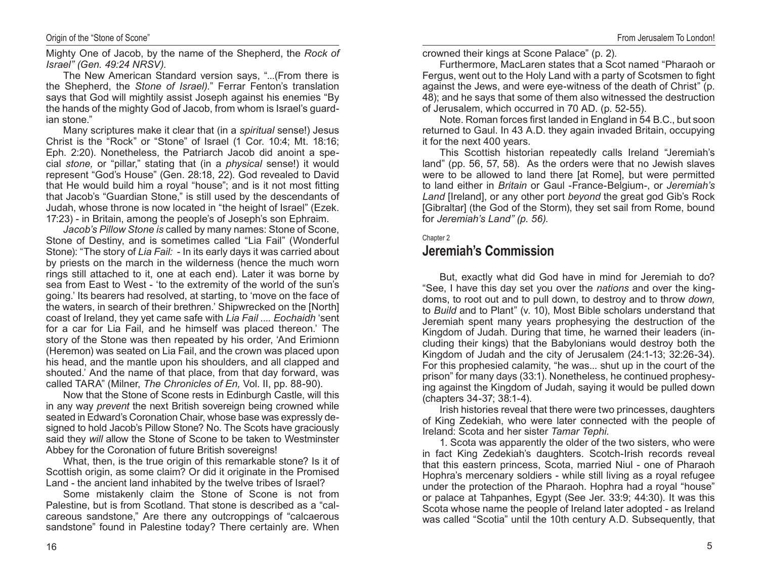Mighty One of Jacob, by the name of the Shepherd, the *Rock of Israel" (Gen. 49:24 NRSV).*

The New American Standard version says, "...(From there is the Shepherd, the *Stone of Israel).*" Ferrar Fenton's translation says that God will mightily assist Joseph against his enemies "By the hands of the mighty God of Jacob, from whom is Israel's guardian stone."

Many scriptures make it clear that (in a *spiritual* sense!) Jesus Christ is the "Rock" or "Stone" of Israel (1 Cor. 10:4; Mt. 18:16; Eph. 2:20). Nonetheless, the Patriarch Jacob did anoint a special *stone,* or "pillar," stating that (in a *physical* sense!) it would represent "God's House" (Gen. 28:18, 22). God revealed to David that He would build him a royal "house"; and is it not most fitting that Jacob's "Guardian Stone," is still used by the descendants of Judah, whose throne is now located in "the height of Israel" (Ezek. 17:23) - in Britain, among the people's of Joseph's son Ephraim.

*Jacob's Pillow Stone is* called by many names: Stone of Scone, Stone of Destiny, and is sometimes called "Lia Fail" (Wonderful Stone): "The story of *Lia Fail:* - In its early days it was carried about by priests on the march in the wilderness (hence the much worn rings still attached to it, one at each end). Later it was borne by sea from East to West - 'to the extremity of the world of the sun's going.' Its bearers had resolved, at starting, to 'move on the face of the waters, in search of their brethren.' Shipwrecked on the [North] coast of Ireland, they yet came safe with *Lia Fail .... Eochaidh* 'sent for a car for Lia Fail, and he himself was placed thereon.' The story of the Stone was then repeated by his order, 'And Erimionn (Heremon) was seated on Lia Fail, and the crown was placed upon his head, and the mantle upon his shoulders, and all clapped and shouted.' And the name of that place, from that day forward, was called TARA" (Milner, *The Chronicles of En,* Vol. II, pp. 88-90).

Now that the Stone of Scone rests in Edinburgh Castle, will this in any way *prevent* the next British sovereign being crowned while seated in Edward's Coronation Chair, whose base was expressly designed to hold Jacob's Pillow Stone? No. The Scots have graciously said they *will* allow the Stone of Scone to be taken to Westminster Abbey for the Coronation of future British sovereigns!

What, then, is the true origin of this remarkable stone? Is it of Scottish origin, as some claim? Or did it originate in the Promised Land - the ancient land inhabited by the twelve tribes of Israel?

Some mistakenly claim the Stone of Scone is not from Palestine, but is from Scotland. That stone is described as a "calcareous sandstone," Are there any outcroppings of "calcaerous sandstone" found in Palestine today? There certainly are. When

crowned their kings at Scone Palace" (p. 2).

Furthermore, MacLaren states that a Scot named "Pharaoh or Fergus, went out to the Holy Land with a party of Scotsmen to fight against the Jews, and were eye-witness of the death of Christ" (p. 48); and he says that some of them also witnessed the destruction of Jerusalem, which occurred in 70 AD. (p. 52-55).

Note. Roman forces first landed in England in 54 B.C., but soon returned to Gaul. In 43 A.D. they again invaded Britain, occupying it for the next 400 years.

This Scottish historian repeatedly calls Ireland "Jeremiah's land" (pp. 56, 57, 58). As the orders were that no Jewish slaves were to be allowed to land there [at Rome], but were permitted to land either in *Britain* or Gaul -France-Belgium-, or *Jeremiah's Land* [Ireland], or any other port *beyond* the great god Gib's Rock [Gibraltar] (the God of the Storm), they set sail from Rome, bound for *Jeremiah's Land" (p. 56).*

Chapter 2

## Jeremiah's Commission

But, exactly what did God have in mind for Jeremiah to do? "See, I have this day set you over the *nations* and over the kingdoms, to root out and to pull down, to destroy and to throw *down,* to *Build* and to Plant" (v. 10), Most Bible scholars understand that Jeremiah spent many years prophesying the destruction of the Kingdom of Judah. During that time, he warned their leaders (including their kings) that the Babylonians would destroy both the Kingdom of Judah and the city of Jerusalem (24:1-13; 32:26-34). For this prophesied calamity, "he was... shut up in the court of the prison" for many days (33:1). Nonetheless, he continued prophesying against the Kingdom of Judah, saying it would be pulled down (chapters 34-37; 38:1-4).

Irish histories reveal that there were two princesses, daughters of King Zedekiah, who were later connected with the people of Ireland: Scota and her sister *Tamar Tephi.*

1. Scota was apparently the older of the two sisters, who were in fact King Zedekiah's daughters. Scotch-Irish records reveal that this eastern princess, Scota, married Niul - one of Pharaoh Hophra's mercenary soldiers - while still living as a royal refugee under the protection of the Pharaoh. Hophra had a royal "house" or palace at Tahpanhes, Egypt (See Jer. 33:9; 44:30). It was this Scota whose name the people of Ireland later adopted - as Ireland was called "Scotia" until the 10th century A.D. Subsequently, that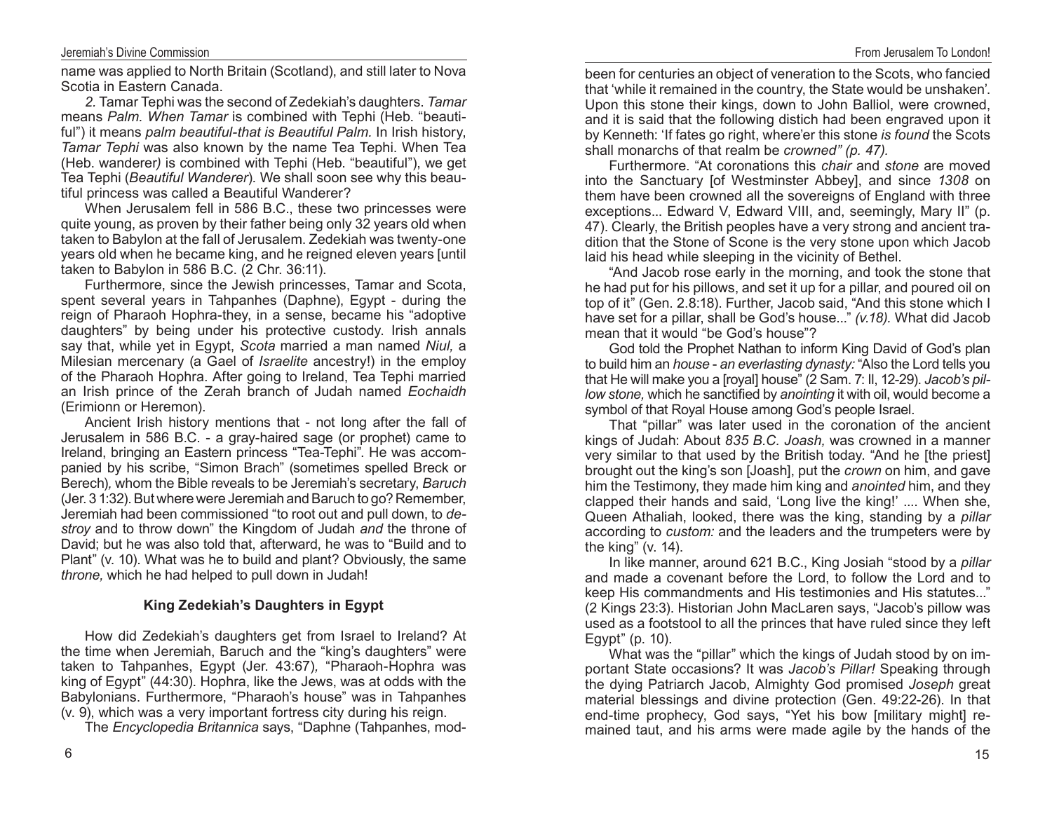name was applied to North Britain (Scotland), and still later to Nova Scotia in Eastern Canada.

*2.* Tamar Tephi was the second of Zedekiah's daughters. *Tamar* means *Palm. When Tamar* is combined with Tephi (Heb. "beautiful") it means *palm beautiful-that is Beautiful Palm.* In Irish history, *Tamar Tephi* was also known by the name Tea Tephi. When Tea (Heb. wanderer*)* is combined with Tephi (Heb. "beautiful"), we get Tea Tephi (*Beautiful Wanderer*)*.* We shall soon see why this beautiful princess was called a Beautiful Wanderer?

When Jerusalem fell in 586 B.C., these two princesses were quite young, as proven by their father being only 32 years old when taken to Babylon at the fall of Jerusalem. Zedekiah was twenty-one years old when he became king, and he reigned eleven years [until taken to Babylon in 586 B.C. (2 Chr. 36:11).

Furthermore, since the Jewish princesses, Tamar and Scota, spent several years in Tahpanhes (Daphne), Egypt - during the reign of Pharaoh Hophra-they, in a sense, became his "adoptive daughters" by being under his protective custody. Irish annals say that, while yet in Egypt, *Scota* married a man named *Niul,* a Milesian mercenary (a Gael of *Israelite* ancestry!) in the employ of the Pharaoh Hophra. After going to Ireland, Tea Tephi married an Irish prince of the Zerah branch of Judah named *Eochaidh* (Erimionn or Heremon).

Ancient Irish history mentions that - not long after the fall of Jerusalem in 586 B.C. - a gray-haired sage (or prophet) came to Ireland, bringing an Eastern princess "Tea-Tephi". He was accompanied by his scribe, "Simon Brach" (sometimes spelled Breck or Berech)*,* whom the Bible reveals to be Jeremiah's secretary, *Baruch* (Jer. 3 1:32). But where were Jeremiah and Baruch to go? Remember, Jeremiah had been commissioned "to root out and pull down, to *destroy* and to throw down" the Kingdom of Judah *and* the throne of David; but he was also told that, afterward, he was to "Build and to Plant" (v. 10). What was he to build and plant? Obviously, the same *throne,* which he had helped to pull down in Judah!

### King Zedekiah's Daughters in Egypt

How did Zedekiah's daughters get from Israel to Ireland? At the time when Jeremiah, Baruch and the "king's daughters" were taken to Tahpanhes, Egypt (Jer. 43:67)*,* "Pharaoh-Hophra was king of Egypt" (44:30). Hophra, like the Jews, was at odds with the Babylonians. Furthermore, "Pharaoh's house" was in Tahpanhes (v. 9), which was a very important fortress city during his reign.

The *Encyclopedia Britannica* says, "Daphne (Tahpanhes, mod-

been for centuries an object of veneration to the Scots, who fancied that 'while it remained in the country, the State would be unshaken'. Upon this stone their kings, down to John Balliol, were crowned, and it is said that the following distich had been engraved upon it by Kenneth: 'If fates go right, where'er this stone *is found* the Scots shall monarchs of that realm be *crowned" (p. 47).*

Furthermore. "At coronations this *chair* and *stone* are moved into the Sanctuary [of Westminster Abbey], and since *1308* on them have been crowned all the sovereigns of England with three exceptions... Edward V, Edward VIII, and, seemingly, Mary II" (p. 47). Clearly, the British peoples have a very strong and ancient tradition that the Stone of Scone is the very stone upon which Jacob laid his head while sleeping in the vicinity of Bethel.

"And Jacob rose early in the morning, and took the stone that he had put for his pillows, and set it up for a pillar, and poured oil on top of it" (Gen. 2.8:18). Further, Jacob said, "And this stone which I have set for a pillar, shall be God's house..." *(v.18).* What did Jacob mean that it would "be God's house"?

God told the Prophet Nathan to inform King David of God's plan to build him an *house - an everlasting dynasty:* "Also the Lord tells you that He will make you a [royal] house" (2 Sam. 7: ll, 12-29). *Jacob's pillow stone,* which he sanctified by *anointing* it with oil, would become a symbol of that Royal House among God's people Israel.

That "pillar" was later used in the coronation of the ancient kings of Judah: About *835 B.C. Joash,* was crowned in a manner very similar to that used by the British today. "And he [the priest] brought out the king's son [Joash], put the *crown* on him, and gave him the Testimony, they made him king and *anointed* him, and they clapped their hands and said, 'Long live the king!' .... When she, Queen Athaliah, looked, there was the king, standing by a *pillar* according to *custom:* and the leaders and the trumpeters were by the king" (v. 14).

In like manner, around 621 B.C., King Josiah "stood by a *pillar* and made a covenant before the Lord, to follow the Lord and to keep His commandments and His testimonies and His statutes..." (2 Kings 23:3). Historian John MacLaren says, "Jacob's pillow was used as a footstool to all the princes that have ruled since they left Egypt" (p. 10).

What was the "pillar" which the kings of Judah stood by on important State occasions? It was *Jacob's Pillar!* Speaking through the dying Patriarch Jacob, Almighty God promised *Joseph* great material blessings and divine protection (Gen. 49:22-26). In that end-time prophecy, God says, "Yet his bow [military might] remained taut, and his arms were made agile by the hands of the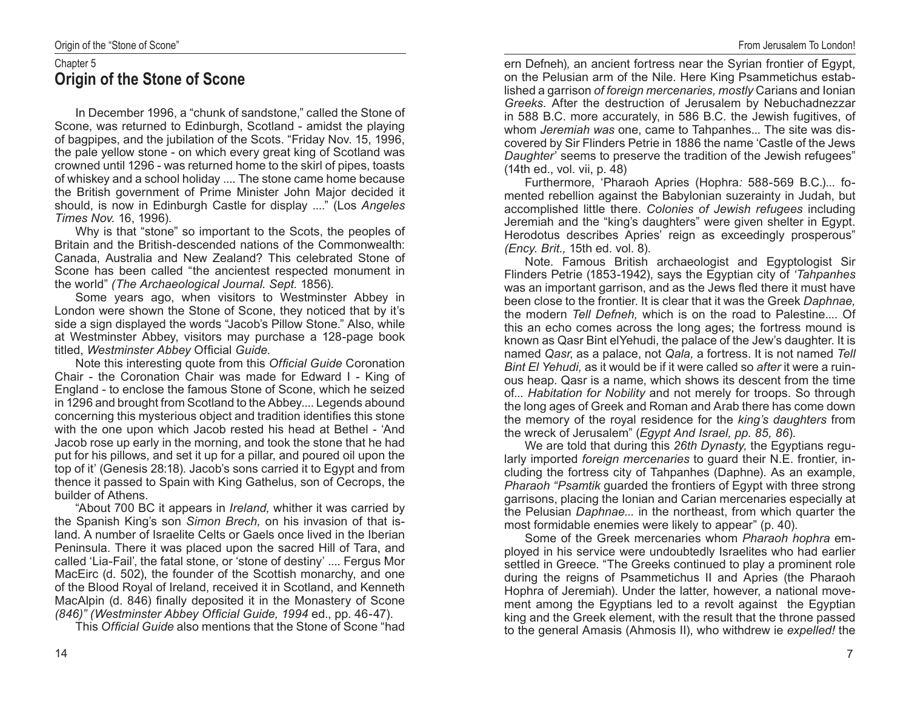## Chapter 5

# Origin of the Stone of Scone

In December 1996, a "chunk of sandstone," called the Stone of Scone, was returned to Edinburgh, Scotland - amidst the playing of bagpipes, and the jubilation of the Scots. "Friday Nov. 15, 1996, the pale yellow stone - on which every great king of Scotland was crowned until 1296 - was returned home to the skirl of pipes, toasts of whiskey and a school holiday .... The stone came home because the British government of Prime Minister John Major decided it should, is now in Edinburgh Castle for display ...." (Los *Angeles Times Nov.* 16, 1996).

Why is that "stone" so important to the Scots, the peoples of Britain and the British-descended nations of the Commonwealth: Canada, Australia and New Zealand? This celebrated Stone of Scone has been called "the ancientest respected monument in the world" *(The Archaeological Journal. Sept.* 1856).

Some years ago, when visitors to Westminster Abbey in London were shown the Stone of Scone, they noticed that by it's side a sign displayed the words "Jacob's Pillow Stone." Also, while at Westminster Abbey, visitors may purchase a 128-page book titled, *Westminster Abbey* Official *Guide.*

Note this interesting quote from this *Official Guide* Coronation Chair - the Coronation Chair was made for Edward I - King of England - to enclose the famous Stone of Scone, which he seized in 1296 and brought from Scotland to the Abbey.... Legends abound concerning this mysterious object and tradition identifies this stone with the one upon which Jacob rested his head at Bethel - 'And Jacob rose up early in the morning, and took the stone that he had put for his pillows, and set it up for a pillar, and poured oil upon the top of it' (Genesis 28:18). Jacob's sons carried it to Egypt and from thence it passed to Spain with King Gathelus, son of Cecrops, the builder of Athens.

"About 700 BC it appears in *Ireland,* whither it was carried by the Spanish King's son *Simon Brech,* on his invasion of that island. A number of Israelite Celts or Gaels once lived in the Iberian Peninsula. There it was placed upon the sacred Hill of Tara, and called 'Lia-Fail', the fatal stone, or 'stone of destiny' .... Fergus Mor MacEirc (d. 502), the founder of the Scottish monarchy, and one of the Blood Royal of Ireland, received it in Scotland, and Kenneth MacAlpin (d. 846) finally deposited it in the Monastery of Scone *(846)" (Westminster Abbey Official Guide, 1994* ed., pp. 46-47).

This *Official Guide* also mentions that the Stone of Scone "had

ern Defneh), an ancient fortress near the Syrian frontier of Egypt, on the Pelusian arm of the Nile. Here King Psammetichus established a garrison *of foreign mercenaries, mostly* Carians and Ionian *Greeks.* After the destruction of Jerusalem by Nebuchadnezzar in 588 B.C. more accurately, in 586 B.C. the Jewish fugitives, of whom *Jeremiah was* one, came to Tahpanhes... The site was discovered by Sir Flinders Petrie in 1886 the name 'Castle of the Jews *Daughter*' seems to preserve the tradition of the Jewish refugees" (14th ed., vol. vii, p. 48)

Furthermore, 'Pharaoh Apries (Hophra*:* 588-569 B.C.)... fomented rebellion against the Babylonian suzerainty in Judah, but accomplished little there. *Colonies of Jewish refugees* including Jeremiah and the "king's daughters" were given shelter in Egypt. Herodotus describes Apries' reign as exceedingly prosperous" *(Ency. Brit.,* 15th ed. vol. 8).

Note. Famous British archaeologist and Egyptologist Sir Flinders Petrie (1853-1942), says the Egyptian city of *'Tahpanhes* was an important garrison, and as the Jews fled there it must have been close to the frontier. It is clear that it was the Greek *Daphnae,* the modern *Tell Defneh,* which is on the road to Palestine.... Of this an echo comes across the long ages; the fortress mound is known as Qasr Bint elYehudi, the palace of the Jew's daughter. It is named *Qasr*, as a palace, not *Qala,* a fortress. It is not named *Tell Bint El Yehudi,* as it would be if it were called so *after* it were a ruinous heap. Qasr is a name, which shows its descent from the time of... *Habitation for Nobility* and not merely for troops. So through the long ages of Greek and Roman and Arab there has come down the memory of the royal residence for the *king's daughters* from the wreck of Jerusalem" (*Egypt And Israel, pp. 85, 86*)*.*

We are told that during this *26th Dynasty,* the Egyptians regularly imported *foreign mercenaries* to guard their N.E. frontier, including the fortress city of Tahpanhes (Daphne). As an example, *Pharaoh "Psamtik* guarded the frontiers of Egypt with three strong garrisons, placing the Ionian and Carian mercenaries especially at the Pelusian *Daphnae...* in the northeast, from which quarter the most formidable enemies were likely to appear" (p. 40).

Some of the Greek mercenaries whom *Pharaoh hophra* employed in his service were undoubtedly Israelites who had earlier settled in Greece. "The Greeks continued to play a prominent role during the reigns of Psammetichus II and Apries (the Pharaoh Hophra of Jeremiah). Under the latter, however, a national movement among the Egyptians led to a revolt against the Egyptian king and the Greek element, with the result that the throne passed to the general Amasis (Ahmosis II), who withdrew ie *expelled!* the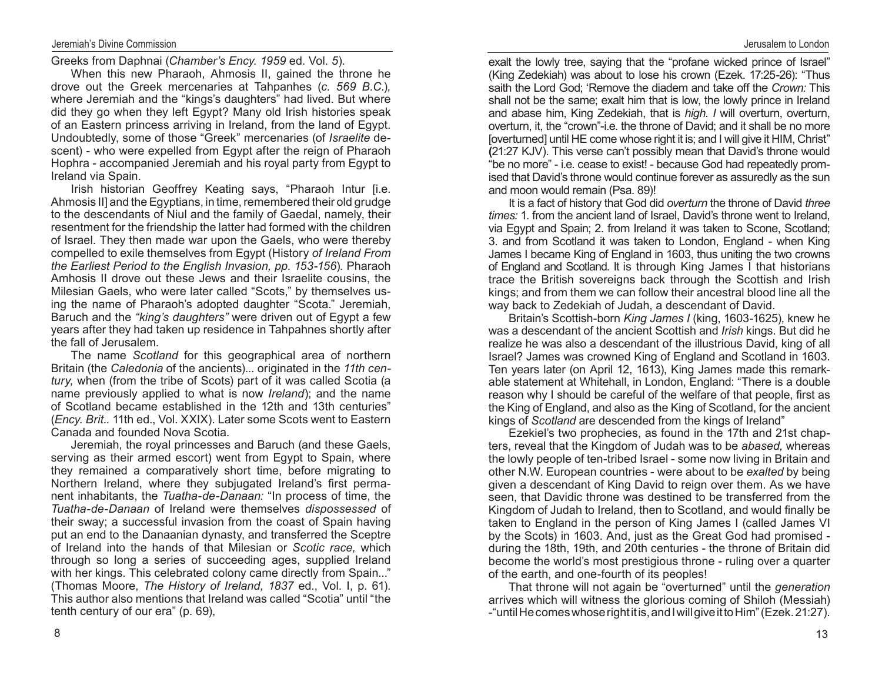Greeks from Daphnai (*Chamber's Ency. 1959* ed. Vol. *5*).

When this new Pharaoh, Ahmosis II, gained the throne he drove out the Greek mercenaries at Tahpanhes (*c. 569 B.C.*), where Jeremiah and the "kings's daughters" had lived. But where did they go when they left Egypt? Many old Irish histories speak of an Eastern princess arriving in Ireland, from the land of Egypt. Undoubtedly, some of those "Greek" mercenaries (of *Israelite* descent) - who were expelled from Egypt after the reign of Pharaoh Hophra - accompanied Jeremiah and his royal party from Egypt to Ireland via Spain.

Irish historian Geoffrey Keating says, "Pharaoh Intur [i.e. Ahmosis II] and the Egyptians, in time, remembered their old grudge to the descendants of Niul and the family of Gaedal, namely, their resentment for the friendship the latter had formed with the children of Israel. They then made war upon the Gaels, who were thereby compelled to exile themselves from Egypt (History *of Ireland From the Earliest Period to the English Invasion, pp. 153-156*). Pharaoh Amhosis II drove out these Jews and their Israelite cousins, the Milesian Gaels, who were later called "Scots," by themselves using the name of Pharaoh's adopted daughter "Scota." Jeremiah, Baruch and the *"king's daughters"* were driven out of Egypt a few years after they had taken up residence in Tahpahnes shortly after the fall of Jerusalem.

The name *Scotland* for this geographical area of northern Britain (the *Caledonia* of the ancients)... originated in the *11th century,* when (from the tribe of Scots) part of it was called Scotia (a name previously applied to what is now *Ireland*); and the name of Scotland became established in the 12th and 13th centuries" (*Ency. Brit..* 11th ed., Vol. XXIX). Later some Scots went to Eastern Canada and founded Nova Scotia.

Jeremiah, the royal princesses and Baruch (and these Gaels, serving as their armed escort) went from Egypt to Spain, where they remained a comparatively short time, before migrating to Northern Ireland, where they subjugated Ireland's first permanent inhabitants, the *Tuatha-de-Danaan:* "In process of time, the *Tuatha-de-Danaan* of Ireland were themselves *dispossessed* of their sway; a successful invasion from the coast of Spain having put an end to the Danaanian dynasty, and transferred the Sceptre of Ireland into the hands of that Milesian or *Scotic race,* which through so long a series of succeeding ages, supplied Ireland with her kings. This celebrated colony came directly from Spain..." (Thomas Moore, *The History of Ireland, 1837* ed., Vol. I, p. 61). This author also mentions that Ireland was called "Scotia" until "the tenth century of our era" (p. 69),

exalt the lowly tree, saying that the "profane wicked prince of Israel" (King Zedekiah) was about to lose his crown (Ezek. 17:25-26): "Thus saith the Lord God; 'Remove the diadem and take off the *Crown:* This shall not be the same; exalt him that is low, the lowly prince in Ireland and abase him, King Zedekiah, that is *high. I* will overturn, overturn, overturn, it, the "crown"-i.e. the throne of David; and it shall be no more [overturned] until HE come whose right it is; and I will give it HIM, Christ" (21:27 KJV). This verse can't possibly mean that David's throne would "be no more" - i.e. cease to exist! - because God had repeatedly promised that David's throne would continue forever as assuredly as the sun and moon would remain (Psa. 89)!

It is a fact of history that God did *overturn* the throne of David *three times:* 1. from the ancient land of Israel, David's throne went to Ireland, via Egypt and Spain; 2. from Ireland it was taken to Scone, Scotland; 3. and from Scotland it was taken to London, England - when King James I became King of England in 1603, thus uniting the two crowns of England and Scotland. It is through King James I that historians trace the British sovereigns back through the Scottish and Irish kings; and from them we can follow their ancestral blood line all the way back to Zedekiah of Judah, a descendant of David.

Britain's Scottish-born *King James I* (king, 1603-1625), knew he was a descendant of the ancient Scottish and *Irish* kings. But did he realize he was also a descendant of the illustrious David, king of all Israel? James was crowned King of England and Scotland in 1603. Ten years later (on April 12, 1613), King James made this remarkable statement at Whitehall, in London, England: "There is a double reason why I should be careful of the welfare of that people, first as the King of England, and also as the King of Scotland, for the ancient kings of *Scotland* are descended from the kings of Ireland"

Ezekiel's two prophecies, as found in the 17th and 21st chapters, reveal that the Kingdom of Judah was to be *abased,* whereas the lowly people of ten-tribed Israel - some now living in Britain and other N.W. European countries - were about to be *exalted* by being given a descendant of King David to reign over them. As we have seen, that Davidic throne was destined to be transferred from the Kingdom of Judah to Ireland, then to Scotland, and would finally be taken to England in the person of King James I (called James VI by the Scots) in 1603. And, just as the Great God had promised - during the 18th, 19th, and 20th centuries - the throne of Britain did become the world's most prestigious throne - ruling over a quarter of the earth, and one-fourth of its peoples!

That throne will not again be "overturned" until the *generation* arrives which will witness the glorious coming of Shiloh (Messiah) -"until He comes whose right it is, and I will give it to Him" (Ezek. 21:27).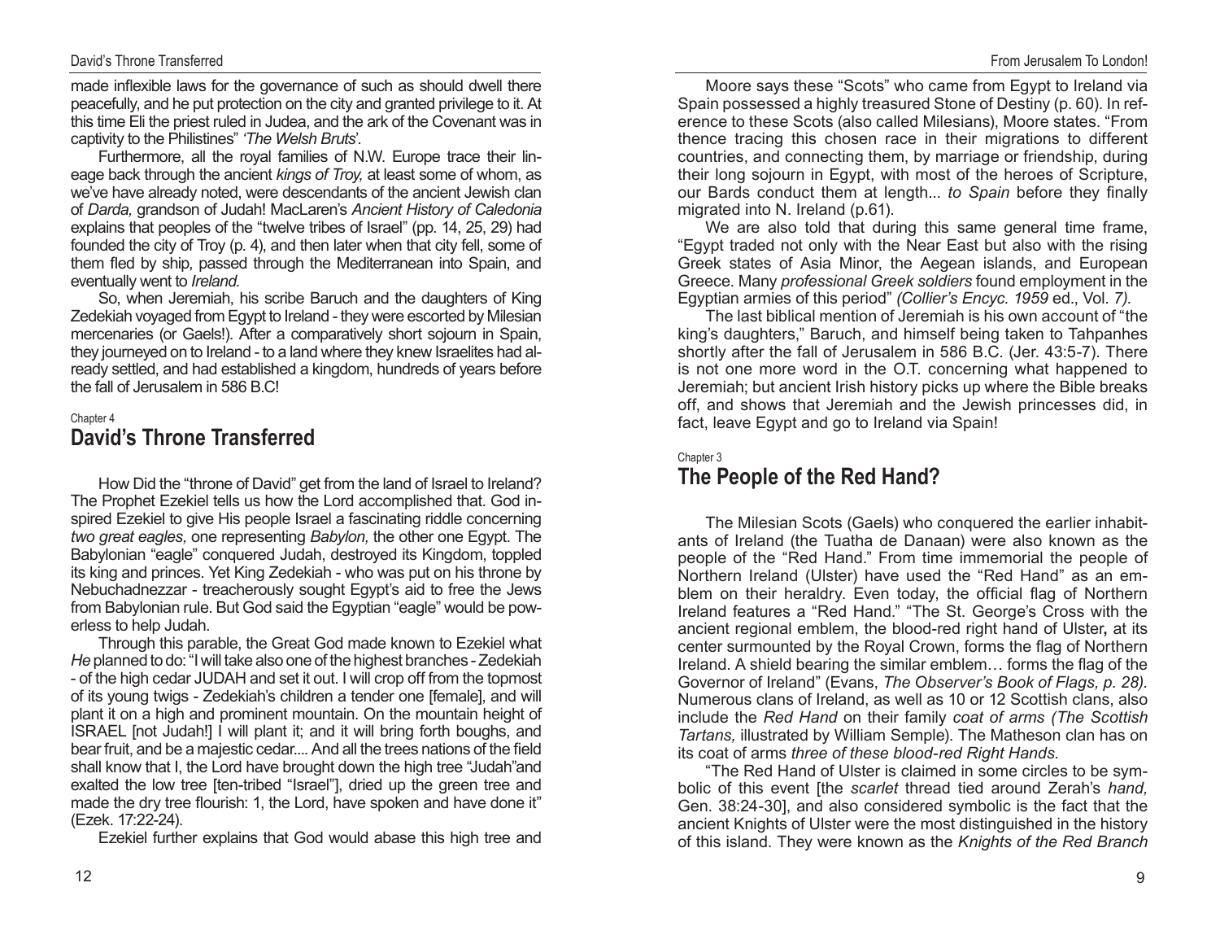made inflexible laws for the governance of such as should dwell there peacefully, and he put protection on the city and granted privilege to it. At this time Eli the priest ruled in Judea, and the ark of the Covenant was in captivity to the Philistines" *'The Welsh Bruts'*.

Furthermore, all the royal families of N.W. Europe trace their lineage back through the ancient *kings of Troy,* at least some of whom, as we've have already noted, were descendants of the ancient Jewish clan of *Darda,* grandson of Judah! MacLaren's *Ancient History of Caledonia* explains that peoples of the "twelve tribes of Israel" (pp. 14, 25, 29) had founded the city of Troy (p. 4), and then later when that city fell, some of them fled by ship, passed through the Mediterranean into Spain, and eventually went to *Ireland.*

So, when Jeremiah, his scribe Baruch and the daughters of King Zedekiah voyaged from Egypt to Ireland - they were escorted by Milesian mercenaries (or Gaels!). After a comparatively short sojourn in Spain, they journeyed on to Ireland - to a land where they knew Israelites had already settled, and had established a kingdom, hundreds of years before the fall of Jerusalem in 586 B.C!

Chapter 4

## David's Throne Transferred

How Did the "throne of David" get from the land of Israel to Ireland? The Prophet Ezekiel tells us how the Lord accomplished that. God inspired Ezekiel to give His people Israel a fascinating riddle concerning *two great eagles,* one representing *Babylon,* the other one Egypt. The Babylonian "eagle" conquered Judah, destroyed its Kingdom, toppled its king and princes. Yet King Zedekiah - who was put on his throne by Nebuchadnezzar - treacherously sought Egypt's aid to free the Jews from Babylonian rule. But God said the Egyptian "eagle" would be powerless to help Judah.

Through this parable, the Great God made known to Ezekiel what *He* planned to do: "I will take also one of the highest branches - Zedekiah - of the high cedar JUDAH and set it out. I will crop off from the topmost of its young twigs - Zedekiah's children a tender one [female], and will plant it on a high and prominent mountain. On the mountain height of ISRAEL [not Judah!] I will plant it; and it will bring forth boughs, and bear fruit, and be a majestic cedar.... And all the trees nations of the field shall know that I, the Lord have brought down the high tree "Judah"and exalted the low tree [ten-tribed "Israel"], dried up the green tree and made the dry tree flourish: 1, the Lord, have spoken and have done it" (Ezek. 17:22-24).

Ezekiel further explains that God would abase this high tree and

Moore says these "Scots" who came from Egypt to Ireland via Spain possessed a highly treasured Stone of Destiny (p. 60). In reference to these Scots (also called Milesians), Moore states. "From thence tracing this chosen race in their migrations to different countries, and connecting them, by marriage or friendship, during their long sojourn in Egypt, with most of the heroes of Scripture, our Bards conduct them at length... *to Spain* before they finally migrated into N. Ireland (p.61).

We are also told that during this same general time frame, "Egypt traded not only with the Near East but also with the rising Greek states of Asia Minor, the Aegean islands, and European Greece. Many *professional Greek soldiers* found employment in the Egyptian armies of this period" *(Collier's Encyc. 1959* ed., Vol. *7).*

The last biblical mention of Jeremiah is his own account of "the king's daughters," Baruch, and himself being taken to Tahpanhes shortly after the fall of Jerusalem in 586 B.C. (Jer. 43:5-7). There is not one more word in the O.T. concerning what happened to Jeremiah; but ancient Irish history picks up where the Bible breaks off, and shows that Jeremiah and the Jewish princesses did, in fact, leave Egypt and go to Ireland via Spain!

Chapter 3

## The People of the Red Hand?

The Milesian Scots (Gaels) who conquered the earlier inhabitants of Ireland (the Tuatha de Danaan) were also known as the people of the "Red Hand." From time immemorial the people of Northern Ireland (Ulster) have used the "Red Hand" as an emblem on their heraldry. Even today, the official flag of Northern Ireland features a "Red Hand." "The St. George's Cross with the ancient regional emblem, the blood-red right hand of Ulster**,** at its center surmounted by the Royal Crown, forms the flag of Northern Ireland. A shield bearing the similar emblem… forms the flag of the Governor of Ireland" (Evans, *The Observer's Book of Flags, p. 28).* Numerous clans of Ireland, as well as 10 or 12 Scottish clans, also include the *Red Hand* on their family *coat of arms (The Scottish Tartans,* illustrated by William Semple). The Matheson clan has on its coat of arms *three of these blood-red Right Hands.*

"The Red Hand of Ulster is claimed in some circles to be symbolic of this event [the *scarlet* thread tied around Zerah's *hand,* Gen. 38:24-30], and also considered symbolic is the fact that the ancient Knights of Ulster were the most distinguished in the history of this island. They were known as the *Knights of the Red Branch*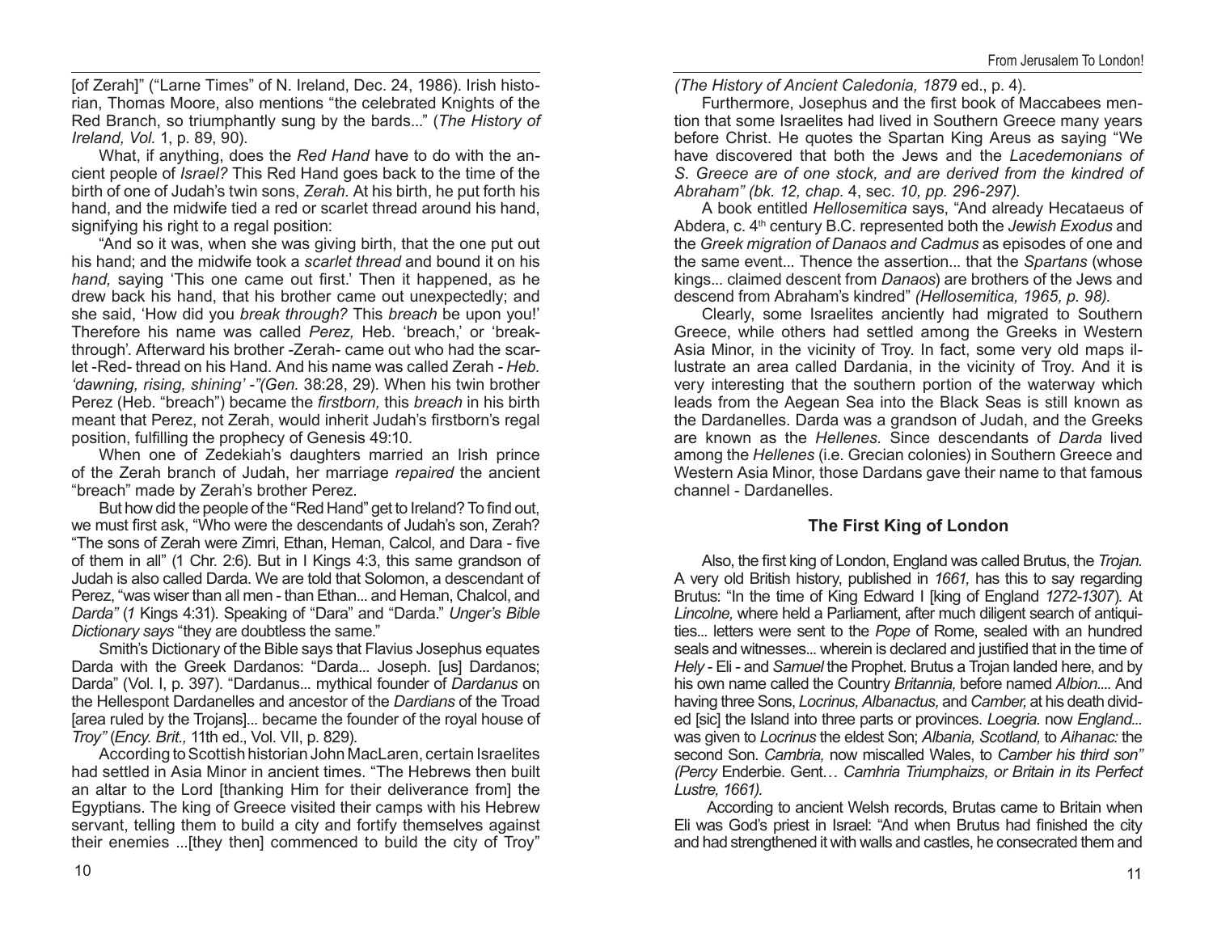[of Zerah]" ("Larne Times" of N. Ireland, Dec. 24, 1986). Irish historian, Thomas Moore, also mentions "the celebrated Knights of the Red Branch, so triumphantly sung by the bards..." (*The History of Ireland, Vol.* 1, p. 89, 90).

What, if anything, does the *Red Hand* have to do with the ancient people of *Israel?* This Red Hand goes back to the time of the birth of one of Judah's twin sons, *Zerah.* At his birth, he put forth his hand, and the midwife tied a red or scarlet thread around his hand, signifying his right to a regal position:

"And so it was, when she was giving birth, that the one put out his hand; and the midwife took a *scarlet thread* and bound it on his *hand,* saying 'This one came out first.' Then it happened, as he drew back his hand, that his brother came out unexpectedly; and she said, 'How did you *break through?* This *breach* be upon you!' Therefore his name was called *Perez,* Heb. 'breach,' or 'breakthrough'. Afterward his brother -Zerah- came out who had the scarlet -Red- thread on his Hand. And his name was called Zerah - *Heb. 'dawning, rising, shining' -"(Gen.* 38:28, 29). When his twin brother Perez (Heb. "breach") became the *firstborn,* this *breach* in his birth meant that Perez, not Zerah, would inherit Judah's firstborn's regal position, fulfilling the prophecy of Genesis 49:10.

When one of Zedekiah's daughters married an Irish prince of the Zerah branch of Judah, her marriage *repaired* the ancient "breach" made by Zerah's brother Perez.

But how did the people of the "Red Hand" get to Ireland? To find out, we must first ask, "Who were the descendants of Judah's son, Zerah? "The sons of Zerah were Zimri, Ethan, Heman, Calcol, and Dara - five of them in all" (1 Chr. 2:6). But in I Kings 4:3, this same grandson of Judah is also called Darda. We are told that Solomon, a descendant of Perez, "was wiser than all men - than Ethan... and Heman, Chalcol, and *Darda"* (*1* Kings 4:31). Speaking of "Dara" and "Darda." *Unger's Bible Dictionary says* "they are doubtless the same."

Smith's Dictionary of the Bible says that Flavius Josephus equates Darda with the Greek Dardanos: "Darda... Joseph. [us] Dardanos; Darda" (Vol. I, p. 397). "Dardanus... mythical founder of *Dardanus* on the Hellespont Dardanelles and ancestor of the *Dardians* of the Troad [area ruled by the Trojans]... became the founder of the royal house of *Troy"* (*Ency. Brit.,* 11th ed., Vol. VII, p. 829).

According to Scottish historian John MacLaren, certain Israelites had settled in Asia Minor in ancient times. "The Hebrews then built an altar to the Lord [thanking Him for their deliverance from] the Egyptians. The king of Greece visited their camps with his Hebrew servant, telling them to build a city and fortify themselves against their enemies ...[they then] commenced to build the city of Troy" *(The History of Ancient Caledonia, 1879* ed., p. 4).

Furthermore, Josephus and the first book of Maccabees mention that some Israelites had lived in Southern Greece many years before Christ. He quotes the Spartan King Areus as saying "We have discovered that both the Jews and the *Lacedemonians of S. Greece are of one stock, and are derived from the kindred of Abraham" (bk. 12, chap.* 4, sec. *10, pp. 296-297).*

A book entitled *Hellosemitica* says, "And already Hecataeus of Abdera, c. 4th century B.C. represented both the *Jewish Exodus* and the *Greek migration of Danaos and Cadmus* as episodes of one and the same event... Thence the assertion... that the *Spartans* (whose kings... claimed descent from *Danaos*) are brothers of the Jews and descend from Abraham's kindred" *(Hellosemitica, 1965, p. 98).*

Clearly, some Israelites anciently had migrated to Southern Greece, while others had settled among the Greeks in Western Asia Minor, in the vicinity of Troy. In fact, some very old maps illustrate an area called Dardania, in the vicinity of Troy. And it is very interesting that the southern portion of the waterway which leads from the Aegean Sea into the Black Seas is still known as the Dardanelles. Darda was a grandson of Judah, and the Greeks are known as the *Hellenes.* Since descendants of *Darda* lived among the *Hellenes* (i.e. Grecian colonies) in Southern Greece and Western Asia Minor, those Dardans gave their name to that famous channel - Dardanelles.

## The First King of London

Also, the first king of London, England was called Brutus, the *Trojan.* A very old British history, published in *1661,* has this to say regarding Brutus: "In the time of King Edward I [king of England *1272-1307*). At *Lincolne,* where held a Parliament, after much diligent search of antiquities... letters were sent to the *Pope* of Rome, sealed with an hundred seals and witnesses... wherein is declared and justified that in the time of *Hely* - Eli - and *Samuel* the Prophet. Brutus a Trojan landed here, and by his own name called the Country *Britannia,* before named *Albion...*. And having three Sons, *Locrinus, Albanactus,* and *Camber,* at his death divided [sic] the Island into three parts or provinces. *Loegria.* now *England...* was given to *Locrinus* the eldest Son; *Albania, Scotland,* to *Aihanac:* the second Son. *Cambria,* now miscalled Wales, to *Camber his third son" (Percy* Enderbie. Gent… *Camhria Triumphaizs, or Britain in its Perfect Lustre, 1661).*

According to ancient Welsh records, Brutas came to Britain when Eli was God's priest in Israel: "And when Brutus had finished the city and had strengthened it with walls and castles, he consecrated them and